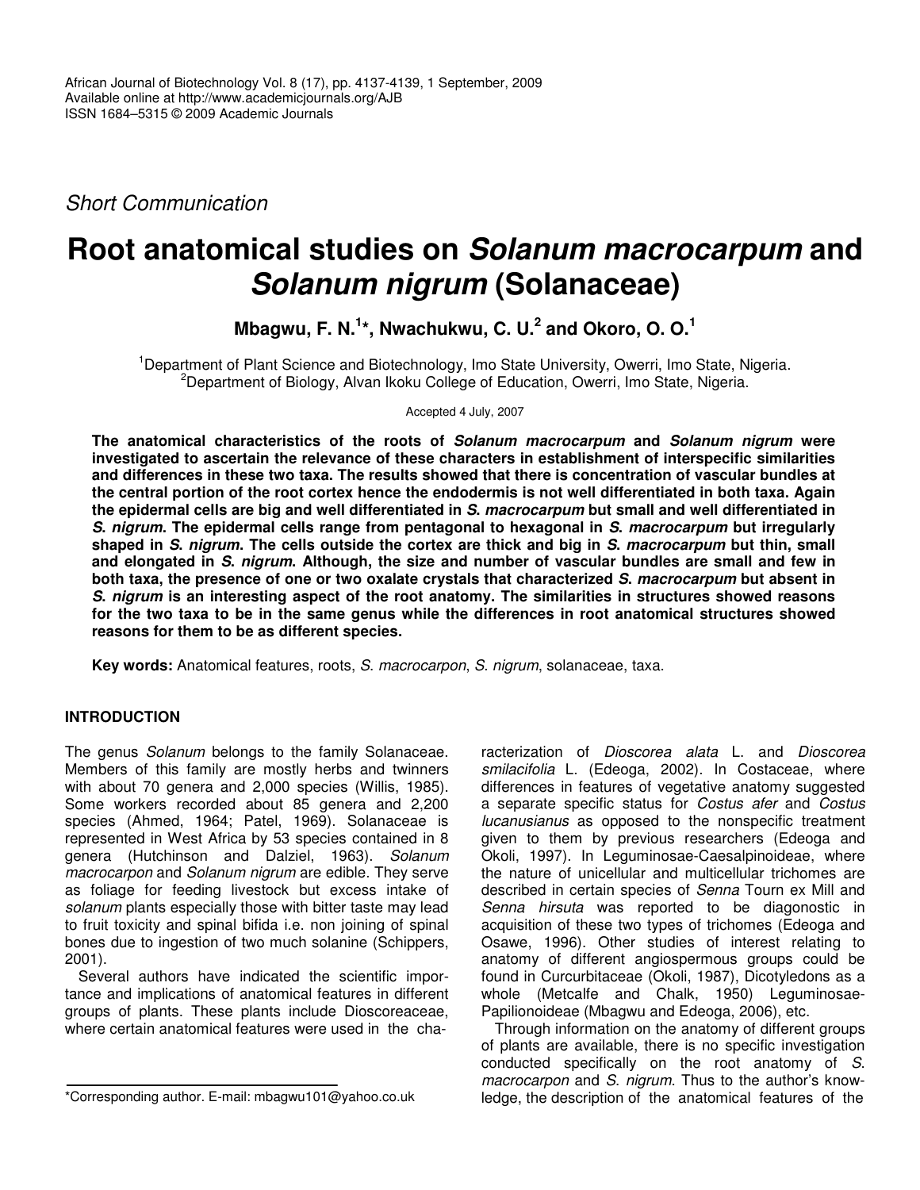*Short Communication*

# Root anatomical studies on *Solanum macrocarpum* and *Solanum nigrum* (Solanaceae)

**Mbagwu, F. N.[1]\*, Nwachukwu, C. U.[2] and Okoro, O. O.[1]**

[1]Department of Plant Science and Biotechnology, Imo State University, Owerri, Imo State, Nigeria.
[2]Department of Biology, Alvan Ikoku College of Education, Owerri, Imo State, Nigeria.

Accepted 4 July, 2007

**The anatomical characteristics of the roots of *Solanum macrocarpum* and *Solanum nigrum* were investigated to ascertain the relevance of these characters in establishment of interspecific similarities and differences in these two taxa. The results showed that there is concentration of vascular bundles at the central portion of the root cortex hence the endodermis is not well differentiated in both taxa. Again the epidermal cells are big and well differentiated in *S. macrocarpum* but small and well differentiated in *S. nigrum*. The epidermal cells range from pentagonal to hexagonal in *S. macrocarpum* but irregularly shaped in *S. nigrum*. The cells outside the cortex are thick and big in *S. macrocarpum* but thin, small and elongated in *S. nigrum*. Although, the size and number of vascular bundles are small and few in both taxa, the presence of one or two oxalate crystals that characterized *S. macrocarpum* but absent in *S. nigrum* is an interesting aspect of the root anatomy. The similarities in structures showed reasons for the two taxa to be in the same genus while the differences in root anatomical structures showed reasons for them to be as different species.**

**Key words:** Anatomical features, roots, *S. macrocarpon*, *S. nigrum*, solanaceae, taxa.

## INTRODUCTION

The genus *Solanum* belongs to the family Solanaceae. Members of this family are mostly herbs and twinners with about 70 genera and 2,000 species (Willis, 1985). Some workers recorded about 85 genera and 2,200 species (Ahmed, 1964; Patel, 1969). Solanaceae is represented in West Africa by 53 species contained in 8 genera (Hutchinson and Dalziel, 1963). *Solanum macrocarpon* and *Solanum nigrum* are edible. They serve as foliage for feeding livestock but excess intake of *solanum* plants especially those with bitter taste may lead to fruit toxicity and spinal bifida i.e. non joining of spinal bones due to ingestion of two much solanine (Schippers, 2001).

Several authors have indicated the scientific importance and implications of anatomical features in different groups of plants. These plants include Dioscoreaceae, where certain anatomical features were used in the characterization of *Dioscorea alata* L. and *Dioscorea smilacifolia* L. (Edeoga, 2002). In Costaceae, where differences in features of vegetative anatomy suggested a separate specific status for *Costus afer* and *Costus lucanusianus* as opposed to the nonspecific treatment given to them by previous researchers (Edeoga and Okoli, 1997). In Leguminosae-Caesalpinoideae, where the nature of unicellular and multicellular trichomes are described in certain species of *Senna* Tourn ex Mill and *Senna hirsuta* was reported to be diagonostic in acquisition of these two types of trichomes (Edeoga and Osawe, 1996). Other studies of interest relating to anatomy of different angiospermous groups could be found in Curcurbitaceae (Okoli, 1987), Dicotyledons as a whole (Metcalfe and Chalk, 1950) Leguminosae-Papilionoideae (Mbagwu and Edeoga, 2006), etc.

Through information on the anatomy of different groups of plants are available, there is no specific investigation conducted specifically on the root anatomy of *S. macrocarpon* and *S. nigrum*. Thus to the author's knowledge, the description of the anatomical features of the

\*Corresponding author. E-mail: mbagwu101@yahoo.co.uk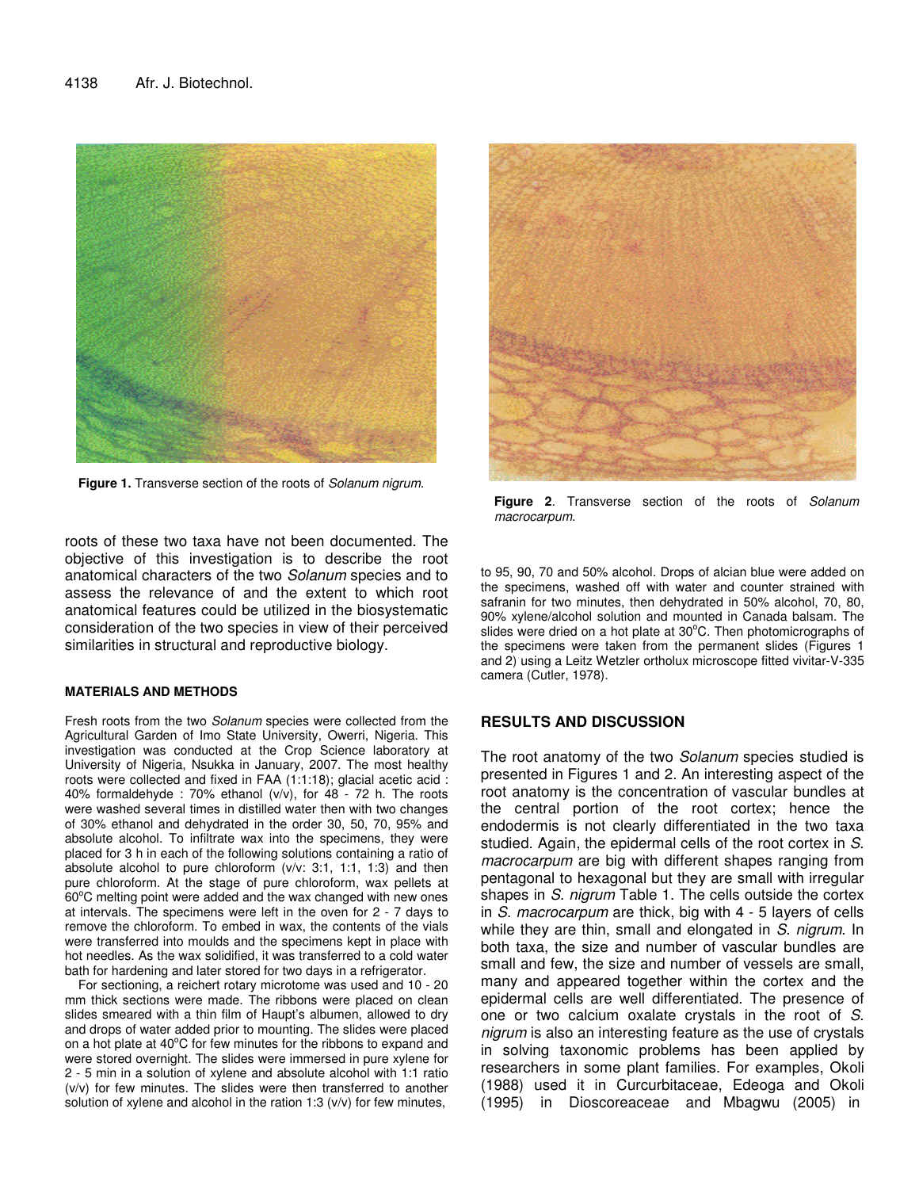**Figure 1.** Transverse section of the roots of *Solanum nigrum*.

**Figure 2**. Transverse section of the roots of *Solanum macrocarpum*.

roots of these two taxa have not been documented. The objective of this investigation is to describe the root anatomical characters of the two *Solanum* species and to assess the relevance of and the extent to which root anatomical features could be utilized in the biosystematic consideration of the two species in view of their perceived similarities in structural and reproductive biology.

## MATERIALS AND METHODS

Fresh roots from the two *Solanum* species were collected from the Agricultural Garden of Imo State University, Owerri, Nigeria. This investigation was conducted at the Crop Science laboratory at University of Nigeria, Nsukka in January, 2007. The most healthy roots were collected and fixed in FAA (1:1:18); glacial acetic acid : 40% formaldehyde : 70% ethanol (v/v), for 48 - 72 h. The roots were washed several times in distilled water then with two changes of 30% ethanol and dehydrated in the order 30, 50, 70, 95% and absolute alcohol. To infiltrate wax into the specimens, they were placed for 3 h in each of the following solutions containing a ratio of absolute alcohol to pure chloroform (v/v: 3:1, 1:1, 1:3) and then pure chloroform. At the stage of pure chloroform, wax pellets at 60°C melting point were added and the wax changed with new ones at intervals. The specimens were left in the oven for 2 - 7 days to remove the chloroform. To embed in wax, the contents of the vials were transferred into moulds and the specimens kept in place with hot needles. As the wax solidified, it was transferred to a cold water bath for hardening and later stored for two days in a refrigerator.

For sectioning, a reichert rotary microtome was used and 10 - 20 mm thick sections were made. The ribbons were placed on clean slides smeared with a thin film of Haupt's albumen, allowed to dry and drops of water added prior to mounting. The slides were placed on a hot plate at 40°C for few minutes for the ribbons to expand and were stored overnight. The slides were immersed in pure xylene for 2 - 5 min in a solution of xylene and absolute alcohol with 1:1 ratio (v/v) for few minutes. The slides were then transferred to another solution of xylene and alcohol in the ration 1:3 (v/v) for few minutes, to 95, 90, 70 and 50% alcohol. Drops of alcian blue were added on the specimens, washed off with water and counter strained with safranin for two minutes, then dehydrated in 50% alcohol, 70, 80, 90% xylene/alcohol solution and mounted in Canada balsam. The slides were dried on a hot plate at 30°C. Then photomicrographs of the specimens were taken from the permanent slides (Figures 1 and 2) using a Leitz Wetzler ortholux microscope fitted vivitar-V-335 camera (Cutler, 1978).

## RESULTS AND DISCUSSION

The root anatomy of the two *Solanum* species studied is presented in Figures 1 and 2. An interesting aspect of the root anatomy is the concentration of vascular bundles at the central portion of the root cortex; hence the endodermis is not clearly differentiated in the two taxa studied. Again, the epidermal cells of the root cortex in *S. macrocarpum* are big with different shapes ranging from pentagonal to hexagonal but they are small with irregular shapes in *S. nigrum* Table 1. The cells outside the cortex in *S. macrocarpum* are thick, big with 4 - 5 layers of cells while they are thin, small and elongated in *S. nigrum*. In both taxa, the size and number of vascular bundles are small and few, the size and number of vessels are small, many and appeared together within the cortex and the epidermal cells are well differentiated. The presence of one or two calcium oxalate crystals in the root of *S. nigrum* is also an interesting feature as the use of crystals in solving taxonomic problems has been applied by researchers in some plant families. For examples, Okoli (1988) used it in Curcurbitaceae, Edeoga and Okoli (1995) in Dioscoreaceae and Mbagwu (2005) in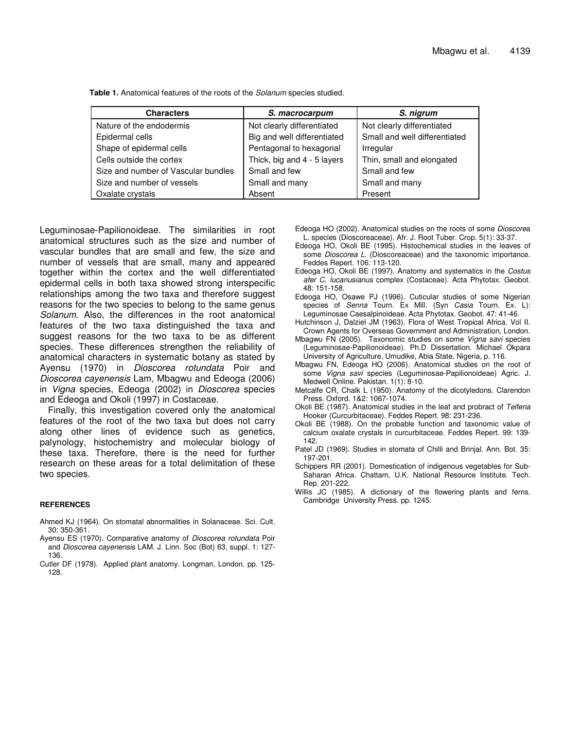**Table 1.** Anatomical features of the roots of the *Solanum* species studied.

| Characters | *S. macrocarpum* | *S. nigrum* |
|---|---|---|
| Nature of the endodermis | Not clearly differentiated | Not clearly differentiated |
| Epidermal cells | Big and well differentiated | Small and well differentiated |
| Shape of epidermal cells | Pentagonal to hexagonal | Irregular |
| Cells outside the cortex | Thick, big and 4 - 5 layers | Thin, small and elongated |
| Size and number of Vascular bundles | Small and few | Small and few |
| Size and number of vessels | Small and many | Small and many |
| Oxalate crystals | Absent | Present |

Leguminosae-Papilionoideae. The similarities in root anatomical structures such as the size and number of vascular bundles that are small and few, the size and number of vessels that are small, many and appeared together within the cortex and the well differentiated epidermal cells in both taxa showed strong interspecific relationships among the two taxa and therefore suggest reasons for the two species to belong to the same genus *Solanum*. Also, the differences in the root anatomical features of the two taxa distinguished the taxa and suggest reasons for the two taxa to be as different species. These differences strengthen the reliability of anatomical characters in systematic botany as stated by Ayensu (1970) in *Dioscorea rotundata* Poir and *Dioscorea cayenensis* Lam, Mbagwu and Edeoga (2006) in *Vigna* species, Edeoga (2002) in *Dioscorea* species and Edeoga and Okoli (1997) in Costaceae.

Finally, this investigation covered only the anatomical features of the root of the two taxa but does not carry along other lines of evidence such as genetics, palynology, histochemistry and molecular biology of these taxa. Therefore, there is the need for further research on these areas for a total delimitation of these two species.

## REFERENCES

Ahmed KJ (1964). On stomatal abnormalities in Solanaceae. Sci. Cult. 30: 350-361.

Ayensu ES (1970). Comparative anatomy of *Dioscorea rotundata* Poir and *Dioscorea cayenensis* LAM. J. Linn. Soc (Bot) 63, suppl. 1: 127-136.

Cutler DF (1978). Applied plant anatomy. Longman, London. pp. 125-128.

Edeoga HO (2002). Anatomical studies on the roots of some *Dioscore*a L. species (Dioscoreaceae). Afr. J. Root Tuber. Crop. 5(1): 33-37.

Edeoga HO, Okoli BE (1995). Histochemical studies in the leaves of some *Dioscorea L*. (Dioscoreaceae) and the taxonomic importance. Feddes Repert. 106: 113-120.

Edeoga HO, Okoli BE (1997). Anatomy and systematics in the *Costus afer C. lucanusianus* complex (Costaceae). Acta Phytotax. Geobot. 48: 151-158.

Edeoga HO, Osawe PJ (1996). Cuticular studies of some Nigerian species of *Senna* Tourn. Ex Mill. (Syn *Casia* Tourn. Ex. L): Leguminosae Caesalpinoideae. Acta Phytotax. Geobot. 47: 41-46.

Hutchinson J, Dalziel JM (1963). Flora of West Tropical Africa. Vol II. Crown Agents for Overseas Government and Administration, London.

Mbagwu FN (2005). Taxonomic studies on some *Vigna savi* species (Leguminosae-Papilionoideae). Ph.D Dissertation. Michael Okpara University of Agriculture, Umudike, Abia State, Nigeria, p. 116.

Mbagwu FN, Edeoga HO (2006). Anatomical studies on the root of some *Vigna savi* species (Leguminosae-Papilionoideae) Agric. J. Medwell Online. Pakistan. 1(1): 8-10.

Metcalfe CR, Chalk L (1950). Anatomy of the dicotyledons. Clarendon Press. Oxford. 1&2: 1067-1074.

Okoli BE (1987). Anatomical studies in the leaf and probract of *Telferia* Hooker (Curcurbitaceae). Feddes Repert. 98: 231-236.

Okoli BE (1988). On the probable function and taxonomic value of calcium oxalate crystals in curcurbitaceae. Feddes Repert. 99: 139-142.

Patel JD (1969). Studies in stomata of Chilli and Brinjal. Ann. Bot. 35: 197-201.

Schippers RR (2001). Domestication of indigenous vegetables for Sub-Saharan Africa. Chattam, U.K. National Resource Institute. Tech. Rep. 201-222.

Willis JC (1985). A dictionary of the flowering plants and ferns. Cambridge University Press. pp. 1245.